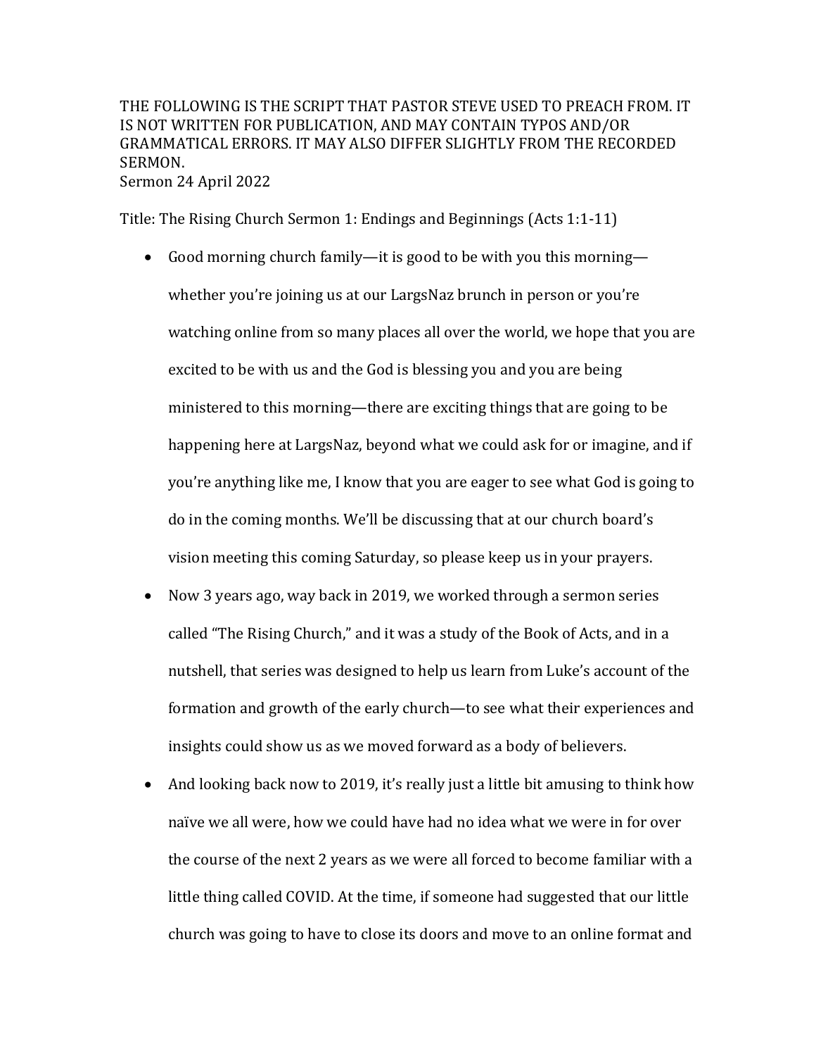THE FOLLOWING IS THE SCRIPT THAT PASTOR STEVE USED TO PREACH FROM. IT IS NOT WRITTEN FOR PUBLICATION, AND MAY CONTAIN TYPOS AND/OR GRAMMATICAL ERRORS. IT MAY ALSO DIFFER SLIGHTLY FROM THE RECORDED SERMON.
Sermon 24 April 2022

Title: The Rising Church Sermon 1: Endings and Beginnings (Acts 1:1-11)

- Good morning church family—it is good to be with you this morning—whether you're joining us at our LargsNaz brunch in person or you're watching online from so many places all over the world, we hope that you are excited to be with us and the God is blessing you and you are being ministered to this morning—there are exciting things that are going to be happening here at LargsNaz, beyond what we could ask for or imagine, and if you're anything like me, I know that you are eager to see what God is going to do in the coming months. We'll be discussing that at our church board's vision meeting this coming Saturday, so please keep us in your prayers.
- Now 3 years ago, way back in 2019, we worked through a sermon series called "The Rising Church," and it was a study of the Book of Acts, and in a nutshell, that series was designed to help us learn from Luke's account of the formation and growth of the early church—to see what their experiences and insights could show us as we moved forward as a body of believers.
- And looking back now to 2019, it's really just a little bit amusing to think how naïve we all were, how we could have had no idea what we were in for over the course of the next 2 years as we were all forced to become familiar with a little thing called COVID. At the time, if someone had suggested that our little church was going to have to close its doors and move to an online format and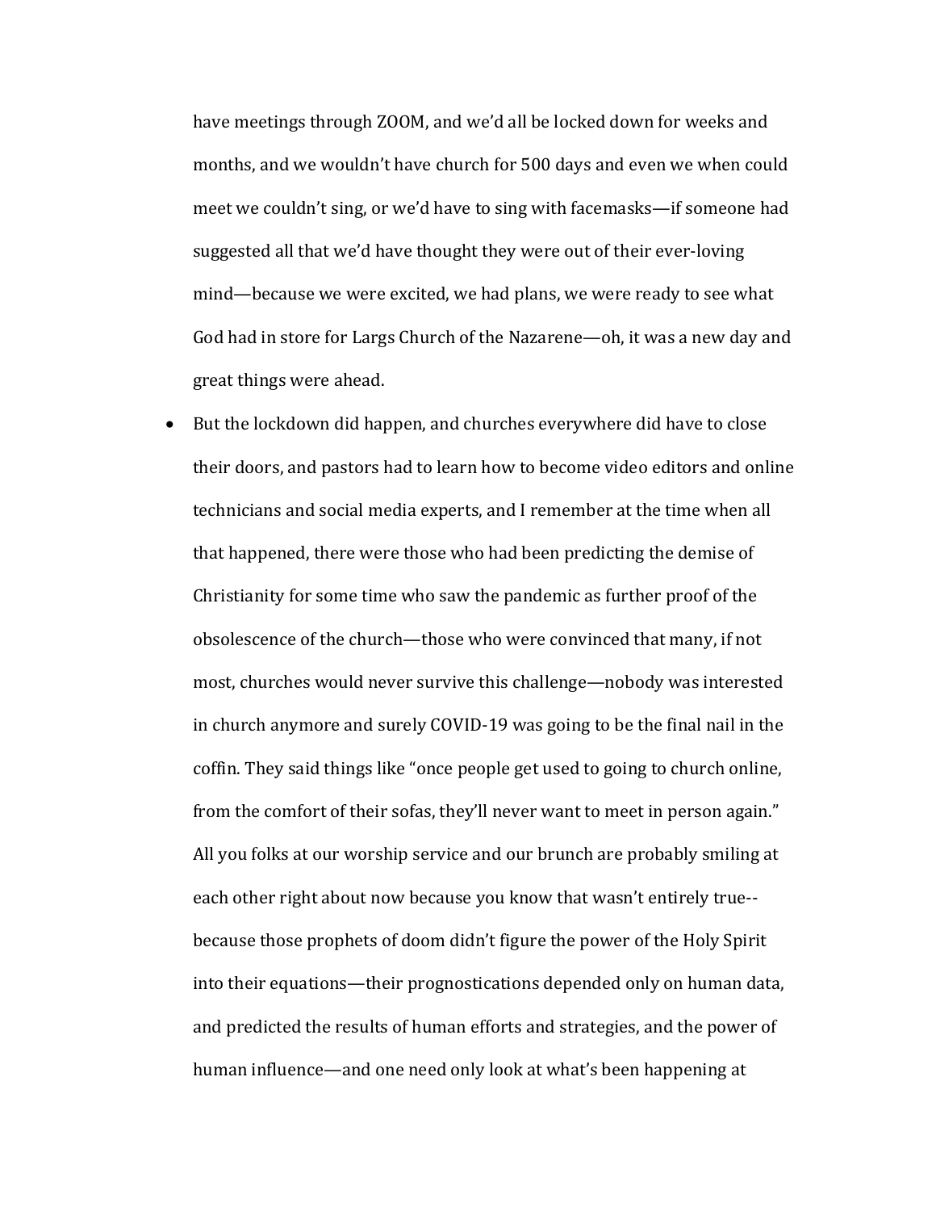have meetings through ZOOM, and we'd all be locked down for weeks and months, and we wouldn't have church for 500 days and even we when could meet we couldn't sing, or we'd have to sing with facemasks—if someone had suggested all that we'd have thought they were out of their ever-loving mind—because we were excited, we had plans, we were ready to see what God had in store for Largs Church of the Nazarene—oh, it was a new day and great things were ahead.

- But the lockdown did happen, and churches everywhere did have to close their doors, and pastors had to learn how to become video editors and online technicians and social media experts, and I remember at the time when all that happened, there were those who had been predicting the demise of Christianity for some time who saw the pandemic as further proof of the obsolescence of the church—those who were convinced that many, if not most, churches would never survive this challenge—nobody was interested in church anymore and surely COVID-19 was going to be the final nail in the coffin. They said things like "once people get used to going to church online, from the comfort of their sofas, they'll never want to meet in person again." All you folks at our worship service and our brunch are probably smiling at each other right about now because you know that wasn't entirely true--because those prophets of doom didn't figure the power of the Holy Spirit into their equations—their prognostications depended only on human data, and predicted the results of human efforts and strategies, and the power of human influence—and one need only look at what's been happening at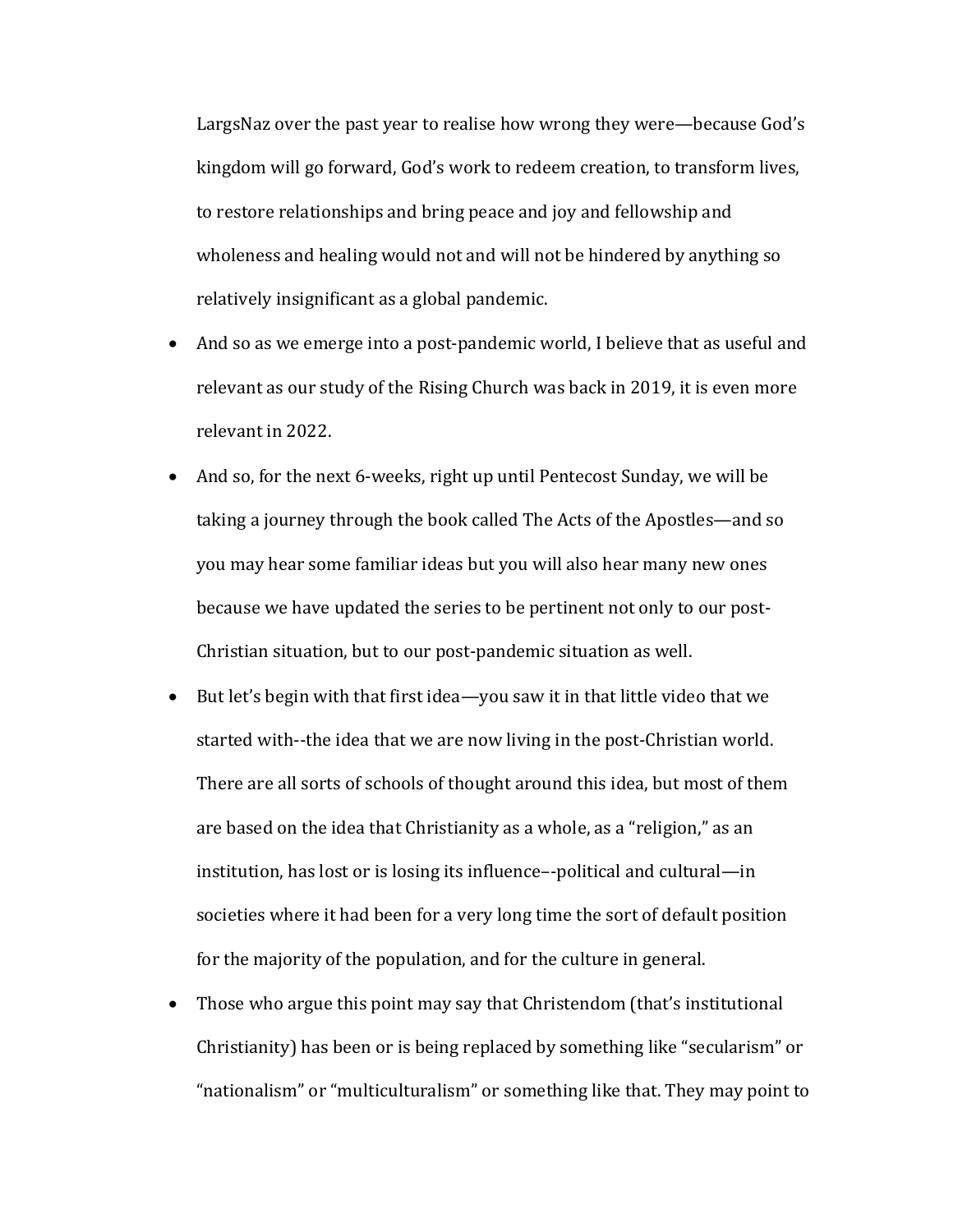LargsNaz over the past year to realise how wrong they were—because God's kingdom will go forward, God's work to redeem creation, to transform lives, to restore relationships and bring peace and joy and fellowship and wholeness and healing would not and will not be hindered by anything so relatively insignificant as a global pandemic.

- And so as we emerge into a post-pandemic world, I believe that as useful and relevant as our study of the Rising Church was back in 2019, it is even more relevant in 2022.
- And so, for the next 6-weeks, right up until Pentecost Sunday, we will be taking a journey through the book called The Acts of the Apostles—and so you may hear some familiar ideas but you will also hear many new ones because we have updated the series to be pertinent not only to our post-Christian situation, but to our post-pandemic situation as well.
- But let's begin with that first idea—you saw it in that little video that we started with--the idea that we are now living in the post-Christian world. There are all sorts of schools of thought around this idea, but most of them are based on the idea that Christianity as a whole, as a "religion," as an institution, has lost or is losing its influence–-political and cultural—in societies where it had been for a very long time the sort of default position for the majority of the population, and for the culture in general.
- Those who argue this point may say that Christendom (that's institutional Christianity) has been or is being replaced by something like "secularism" or "nationalism" or "multiculturalism" or something like that. They may point to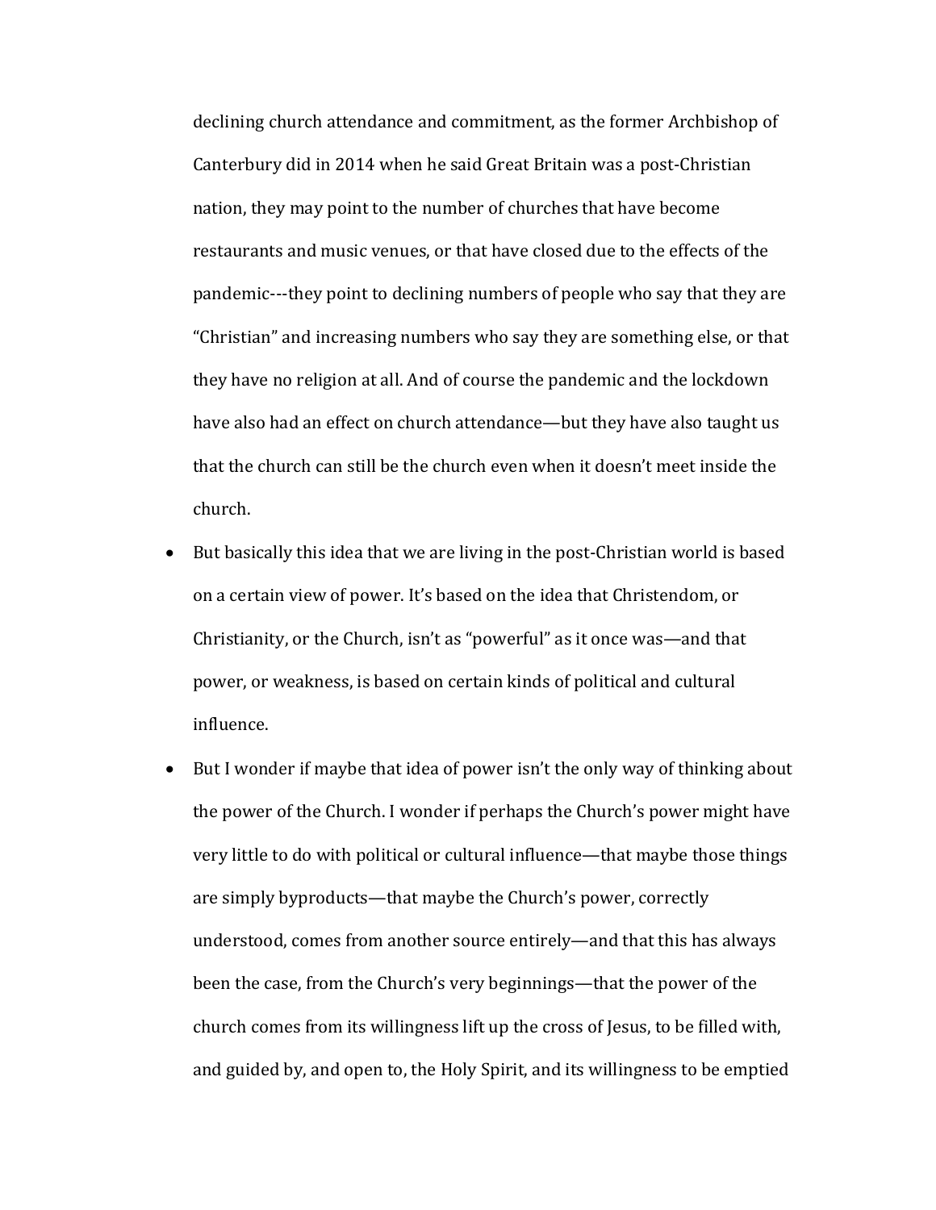declining church attendance and commitment, as the former Archbishop of Canterbury did in 2014 when he said Great Britain was a post-Christian nation, they may point to the number of churches that have become restaurants and music venues, or that have closed due to the effects of the pandemic---they point to declining numbers of people who say that they are "Christian" and increasing numbers who say they are something else, or that they have no religion at all. And of course the pandemic and the lockdown have also had an effect on church attendance—but they have also taught us that the church can still be the church even when it doesn't meet inside the church.

- But basically this idea that we are living in the post-Christian world is based on a certain view of power. It's based on the idea that Christendom, or Christianity, or the Church, isn't as "powerful" as it once was—and that power, or weakness, is based on certain kinds of political and cultural influence.
- But I wonder if maybe that idea of power isn't the only way of thinking about the power of the Church. I wonder if perhaps the Church's power might have very little to do with political or cultural influence—that maybe those things are simply byproducts—that maybe the Church's power, correctly understood, comes from another source entirely—and that this has always been the case, from the Church's very beginnings—that the power of the church comes from its willingness lift up the cross of Jesus, to be filled with, and guided by, and open to, the Holy Spirit, and its willingness to be emptied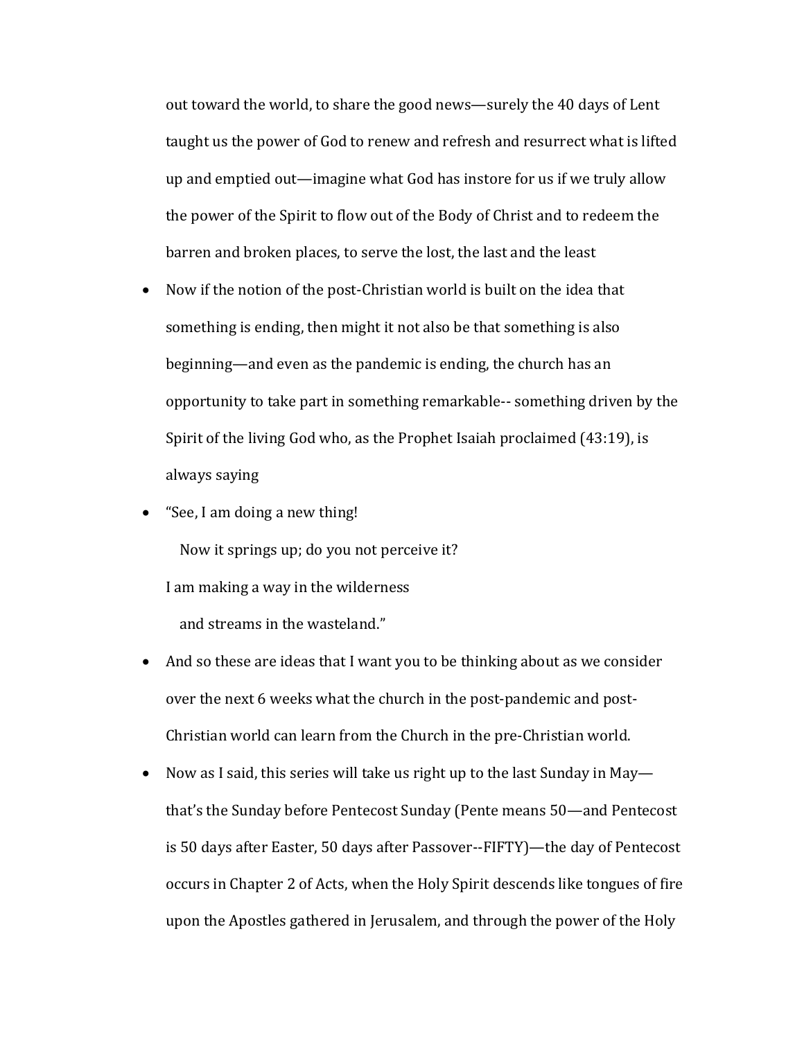out toward the world, to share the good news—surely the 40 days of Lent taught us the power of God to renew and refresh and resurrect what is lifted up and emptied out—imagine what God has instore for us if we truly allow the power of the Spirit to flow out of the Body of Christ and to redeem the barren and broken places, to serve the lost, the last and the least

- Now if the notion of the post-Christian world is built on the idea that something is ending, then might it not also be that something is also beginning—and even as the pandemic is ending, the church has an opportunity to take part in something remarkable-- something driven by the Spirit of the living God who, as the Prophet Isaiah proclaimed (43:19), is always saying
- "See, I am doing a new thing!
  Now it springs up; do you not perceive it?
  I am making a way in the wilderness
  and streams in the wasteland."
- And so these are ideas that I want you to be thinking about as we consider over the next 6 weeks what the church in the post-pandemic and post-Christian world can learn from the Church in the pre-Christian world.
- Now as I said, this series will take us right up to the last Sunday in May—that's the Sunday before Pentecost Sunday (Pente means 50—and Pentecost is 50 days after Easter, 50 days after Passover--FIFTY)—the day of Pentecost occurs in Chapter 2 of Acts, when the Holy Spirit descends like tongues of fire upon the Apostles gathered in Jerusalem, and through the power of the Holy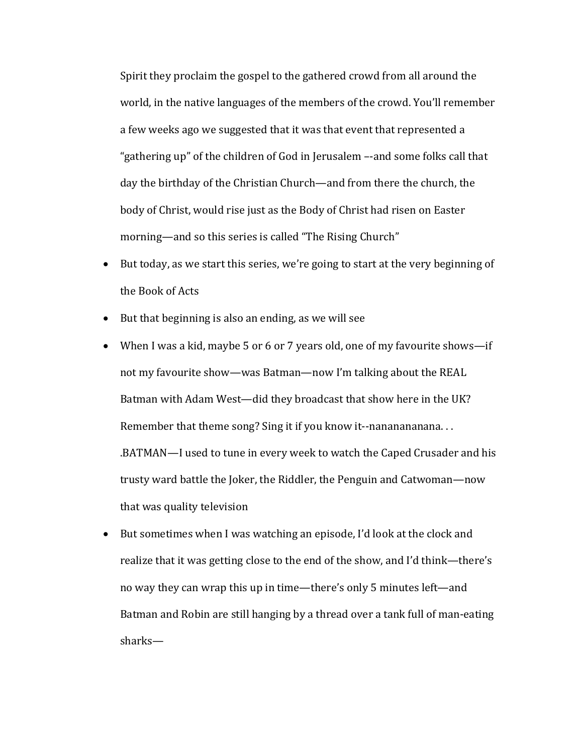Spirit they proclaim the gospel to the gathered crowd from all around the world, in the native languages of the members of the crowd. You'll remember a few weeks ago we suggested that it was that event that represented a "gathering up" of the children of God in Jerusalem –-and some folks call that day the birthday of the Christian Church—and from there the church, the body of Christ, would rise just as the Body of Christ had risen on Easter morning—and so this series is called "The Rising Church"

- But today, as we start this series, we're going to start at the very beginning of the Book of Acts
- But that beginning is also an ending, as we will see
- When I was a kid, maybe 5 or 6 or 7 years old, one of my favourite shows—if not my favourite show—was Batman—now I'm talking about the REAL Batman with Adam West—did they broadcast that show here in the UK? Remember that theme song? Sing it if you know it--nanananananana. . . .BATMAN—I used to tune in every week to watch the Caped Crusader and his trusty ward battle the Joker, the Riddler, the Penguin and Catwoman—now that was quality television
- But sometimes when I was watching an episode, I'd look at the clock and realize that it was getting close to the end of the show, and I'd think—there's no way they can wrap this up in time—there's only 5 minutes left—and Batman and Robin are still hanging by a thread over a tank full of man-eating sharks—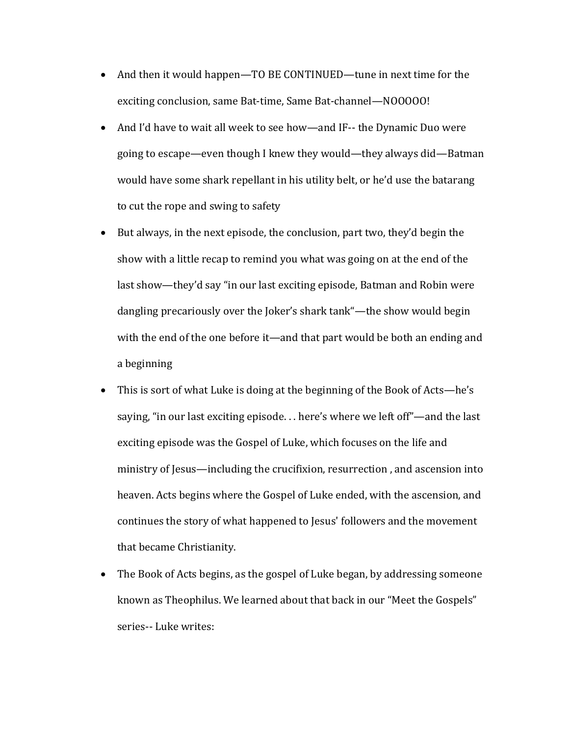- And then it would happen—TO BE CONTINUED—tune in next time for the exciting conclusion, same Bat-time, Same Bat-channel—NOOOOO!
- And I'd have to wait all week to see how—and IF-- the Dynamic Duo were going to escape—even though I knew they would—they always did—Batman would have some shark repellant in his utility belt, or he'd use the batarang to cut the rope and swing to safety
- But always, in the next episode, the conclusion, part two, they'd begin the show with a little recap to remind you what was going on at the end of the last show—they'd say "in our last exciting episode, Batman and Robin were dangling precariously over the Joker's shark tank"—the show would begin with the end of the one before it—and that part would be both an ending and a beginning
- This is sort of what Luke is doing at the beginning of the Book of Acts—he's saying, "in our last exciting episode. . . here's where we left off"—and the last exciting episode was the Gospel of Luke, which focuses on the life and ministry of Jesus—including the crucifixion, resurrection , and ascension into heaven. Acts begins where the Gospel of Luke ended, with the ascension, and continues the story of what happened to Jesus' followers and the movement that became Christianity.
- The Book of Acts begins, as the gospel of Luke began, by addressing someone known as Theophilus. We learned about that back in our "Meet the Gospels" series-- Luke writes: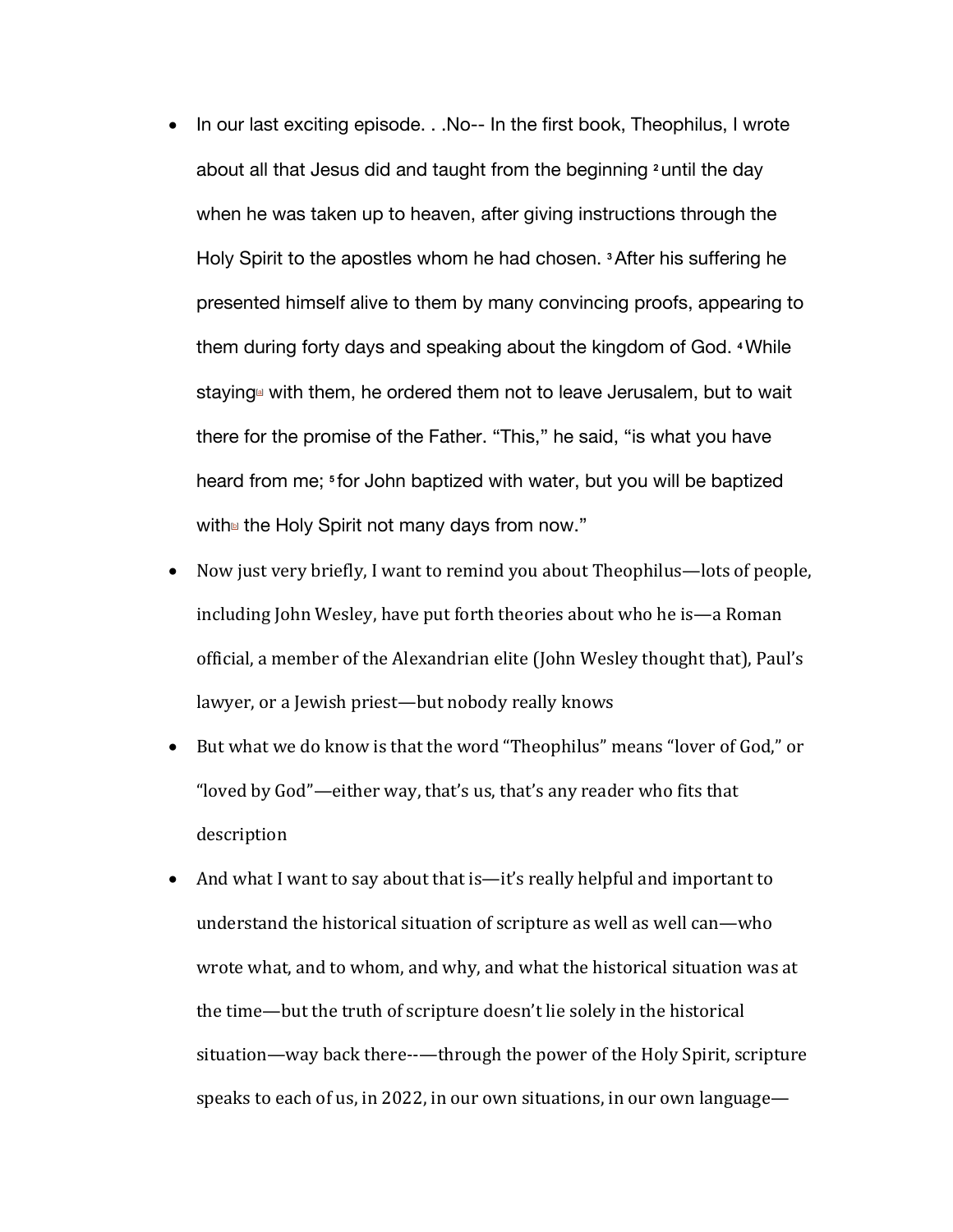- In our last exciting episode. . .No-- In the first book, Theophilus, I wrote about all that Jesus did and taught from the beginning [2] until the day when he was taken up to heaven, after giving instructions through the Holy Spirit to the apostles whom he had chosen. [3] After his suffering he presented himself alive to them by many convincing proofs, appearing to them during forty days and speaking about the kingdom of God. [4] While staying with them, he ordered them not to leave Jerusalem, but to wait there for the promise of the Father. "This," he said, "is what you have heard from me; [5] for John baptized with water, but you will be baptized with the Holy Spirit not many days from now."
- Now just very briefly, I want to remind you about Theophilus—lots of people, including John Wesley, have put forth theories about who he is—a Roman official, a member of the Alexandrian elite (John Wesley thought that), Paul's lawyer, or a Jewish priest—but nobody really knows
- But what we do know is that the word "Theophilus" means "lover of God," or "loved by God"—either way, that's us, that's any reader who fits that description
- And what I want to say about that is—it's really helpful and important to understand the historical situation of scripture as well as well can—who wrote what, and to whom, and why, and what the historical situation was at the time—but the truth of scripture doesn't lie solely in the historical situation—way back there--—through the power of the Holy Spirit, scripture speaks to each of us, in 2022, in our own situations, in our own language—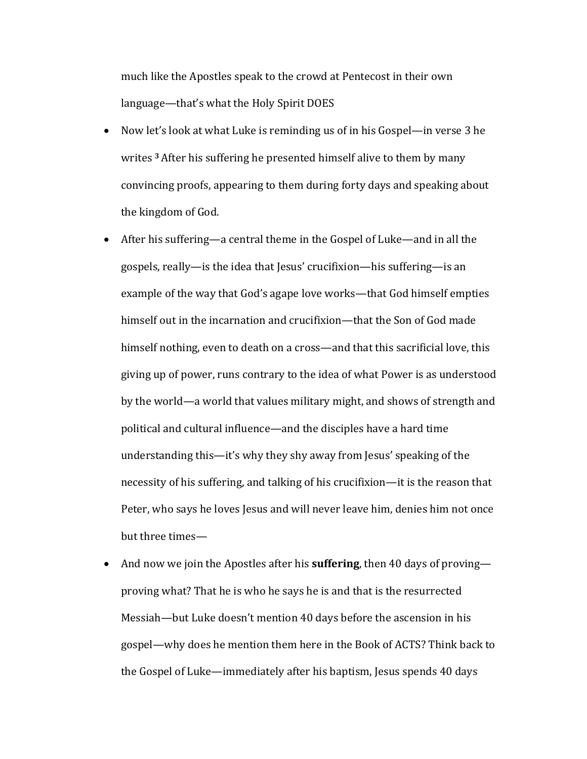much like the Apostles speak to the crowd at Pentecost in their own language—that's what the Holy Spirit DOES

- Now let's look at what Luke is reminding us of in his Gospel—in verse 3 he writes [3] After his suffering he presented himself alive to them by many convincing proofs, appearing to them during forty days and speaking about the kingdom of God.
- After his suffering—a central theme in the Gospel of Luke—and in all the gospels, really—is the idea that Jesus' crucifixion—his suffering—is an example of the way that God's agape love works—that God himself empties himself out in the incarnation and crucifixion—that the Son of God made himself nothing, even to death on a cross—and that this sacrificial love, this giving up of power, runs contrary to the idea of what Power is as understood by the world—a world that values military might, and shows of strength and political and cultural influence—and the disciples have a hard time understanding this—it's why they shy away from Jesus' speaking of the necessity of his suffering, and talking of his crucifixion—it is the reason that Peter, who says he loves Jesus and will never leave him, denies him not once but three times—
- And now we join the Apostles after his **suffering**, then 40 days of proving—proving what? That he is who he says he is and that is the resurrected Messiah—but Luke doesn't mention 40 days before the ascension in his gospel—why does he mention them here in the Book of ACTS? Think back to the Gospel of Luke—immediately after his baptism, Jesus spends 40 days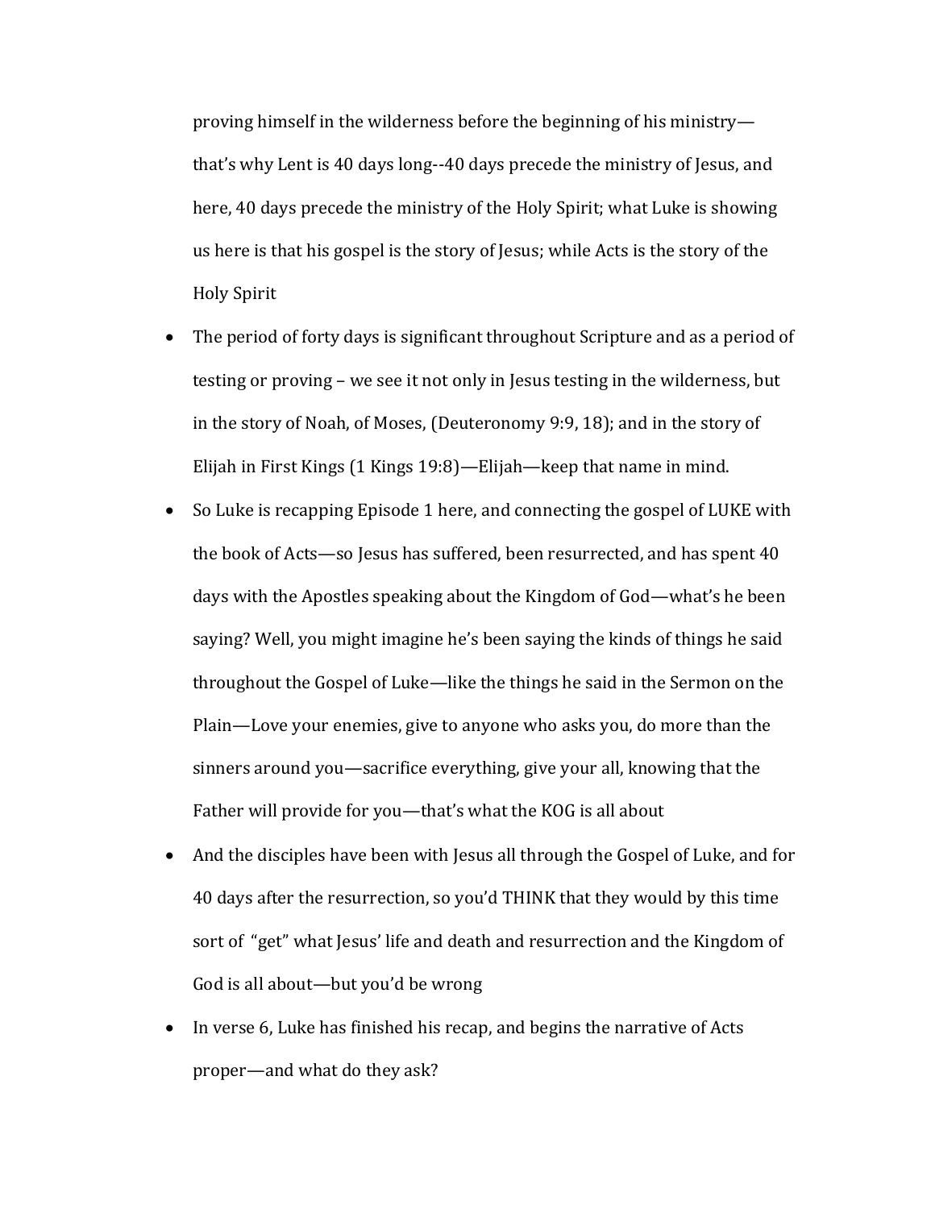proving himself in the wilderness before the beginning of his ministry—that's why Lent is 40 days long--40 days precede the ministry of Jesus, and here, 40 days precede the ministry of the Holy Spirit; what Luke is showing us here is that his gospel is the story of Jesus; while Acts is the story of the Holy Spirit

- The period of forty days is significant throughout Scripture and as a period of testing or proving – we see it not only in Jesus testing in the wilderness, but in the story of Noah, of Moses, (Deuteronomy 9:9, 18); and in the story of Elijah in First Kings (1 Kings 19:8)—Elijah—keep that name in mind.
- So Luke is recapping Episode 1 here, and connecting the gospel of LUKE with the book of Acts—so Jesus has suffered, been resurrected, and has spent 40 days with the Apostles speaking about the Kingdom of God—what's he been saying? Well, you might imagine he's been saying the kinds of things he said throughout the Gospel of Luke—like the things he said in the Sermon on the Plain—Love your enemies, give to anyone who asks you, do more than the sinners around you—sacrifice everything, give your all, knowing that the Father will provide for you—that's what the KOG is all about
- And the disciples have been with Jesus all through the Gospel of Luke, and for 40 days after the resurrection, so you'd THINK that they would by this time sort of "get" what Jesus' life and death and resurrection and the Kingdom of God is all about—but you'd be wrong
- In verse 6, Luke has finished his recap, and begins the narrative of Acts proper—and what do they ask?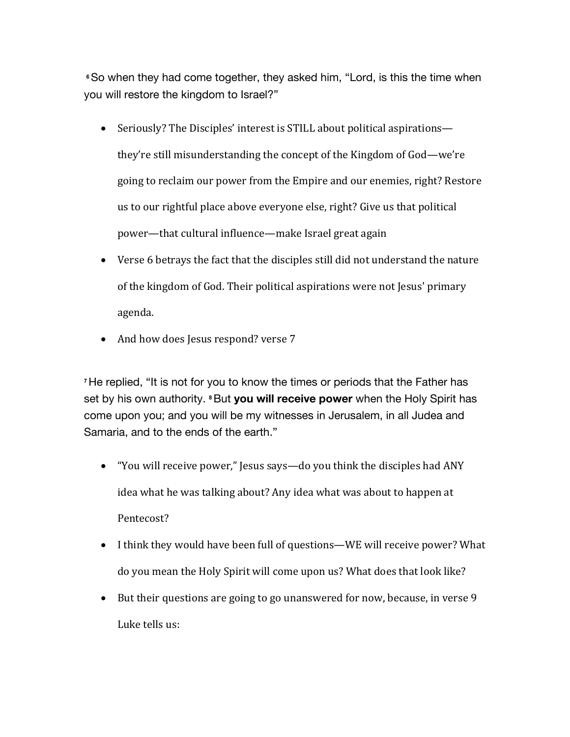[6] So when they had come together, they asked him, "Lord, is this the time when you will restore the kingdom to Israel?"

- Seriously? The Disciples' interest is STILL about political aspirations—they're still misunderstanding the concept of the Kingdom of God—we're going to reclaim our power from the Empire and our enemies, right? Restore us to our rightful place above everyone else, right? Give us that political power—that cultural influence—make Israel great again
- Verse 6 betrays the fact that the disciples still did not understand the nature of the kingdom of God. Their political aspirations were not Jesus' primary agenda.
- And how does Jesus respond? verse 7

[7] He replied, "It is not for you to know the times or periods that the Father has set by his own authority. [8] But **you will receive power** when the Holy Spirit has come upon you; and you will be my witnesses in Jerusalem, in all Judea and Samaria, and to the ends of the earth."

- "You will receive power," Jesus says—do you think the disciples had ANY idea what he was talking about? Any idea what was about to happen at Pentecost?
- I think they would have been full of questions—WE will receive power? What do you mean the Holy Spirit will come upon us? What does that look like?
- But their questions are going to go unanswered for now, because, in verse 9 Luke tells us: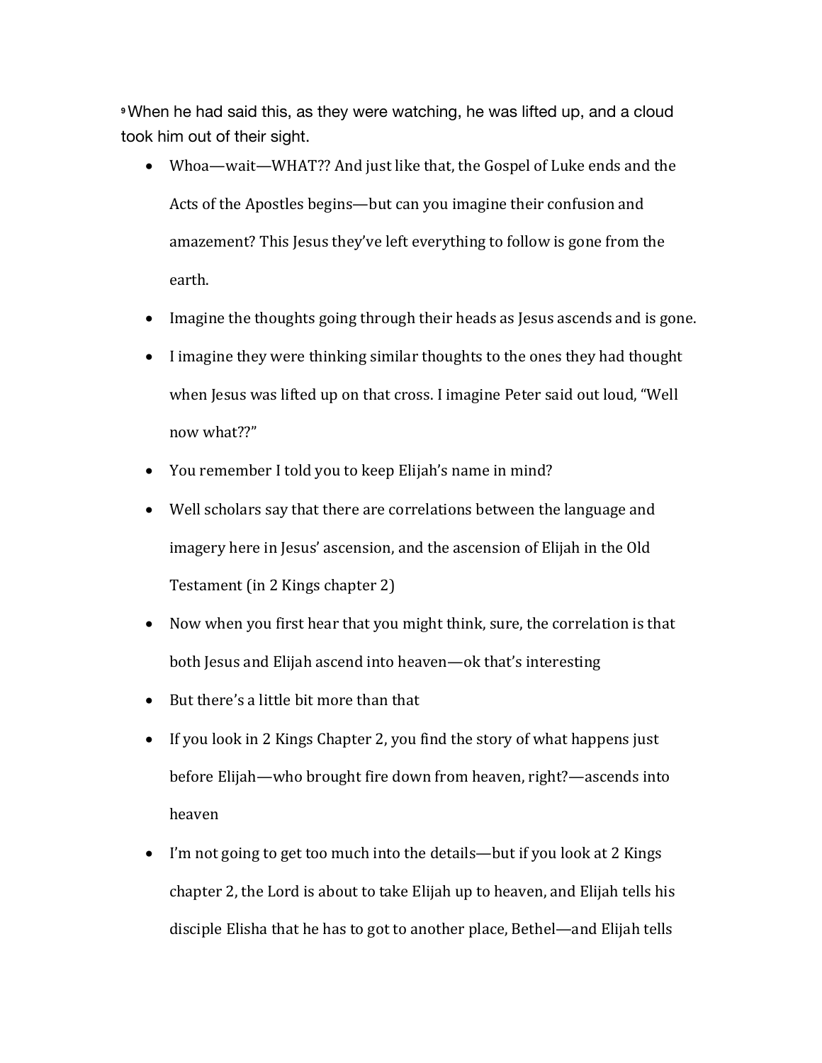[9] When he had said this, as they were watching, he was lifted up, and a cloud took him out of their sight.

- Whoa—wait—WHAT?? And just like that, the Gospel of Luke ends and the Acts of the Apostles begins—but can you imagine their confusion and amazement? This Jesus they've left everything to follow is gone from the earth.
- Imagine the thoughts going through their heads as Jesus ascends and is gone.
- I imagine they were thinking similar thoughts to the ones they had thought when Jesus was lifted up on that cross. I imagine Peter said out loud, "Well now what??"
- You remember I told you to keep Elijah's name in mind?
- Well scholars say that there are correlations between the language and imagery here in Jesus' ascension, and the ascension of Elijah in the Old Testament (in 2 Kings chapter 2)
- Now when you first hear that you might think, sure, the correlation is that both Jesus and Elijah ascend into heaven—ok that's interesting
- But there's a little bit more than that
- If you look in 2 Kings Chapter 2, you find the story of what happens just before Elijah—who brought fire down from heaven, right?—ascends into heaven
- I'm not going to get too much into the details—but if you look at 2 Kings chapter 2, the Lord is about to take Elijah up to heaven, and Elijah tells his disciple Elisha that he has to got to another place, Bethel—and Elijah tells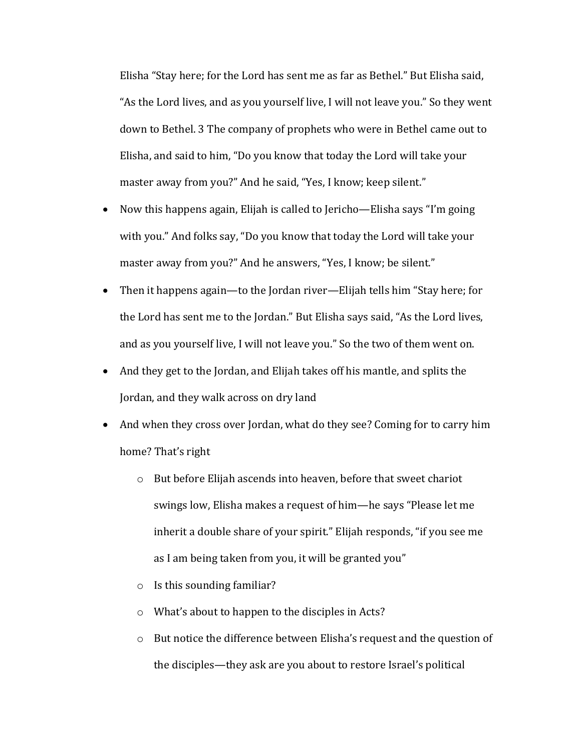Elisha "Stay here; for the Lord has sent me as far as Bethel." But Elisha said, "As the Lord lives, and as you yourself live, I will not leave you." So they went down to Bethel. 3 The company of prophets who were in Bethel came out to Elisha, and said to him, "Do you know that today the Lord will take your master away from you?" And he said, "Yes, I know; keep silent."

- Now this happens again, Elijah is called to Jericho—Elisha says "I'm going with you." And folks say, "Do you know that today the Lord will take your master away from you?" And he answers, "Yes, I know; be silent."
- Then it happens again—to the Jordan river—Elijah tells him "Stay here; for the Lord has sent me to the Jordan." But Elisha says said, "As the Lord lives, and as you yourself live, I will not leave you." So the two of them went on.
- And they get to the Jordan, and Elijah takes off his mantle, and splits the Jordan, and they walk across on dry land
- And when they cross over Jordan, what do they see? Coming for to carry him home? That's right
  - But before Elijah ascends into heaven, before that sweet chariot swings low, Elisha makes a request of him—he says "Please let me inherit a double share of your spirit." Elijah responds, "if you see me as I am being taken from you, it will be granted you"
  - Is this sounding familiar?
  - What's about to happen to the disciples in Acts?
  - But notice the difference between Elisha's request and the question of the disciples—they ask are you about to restore Israel's political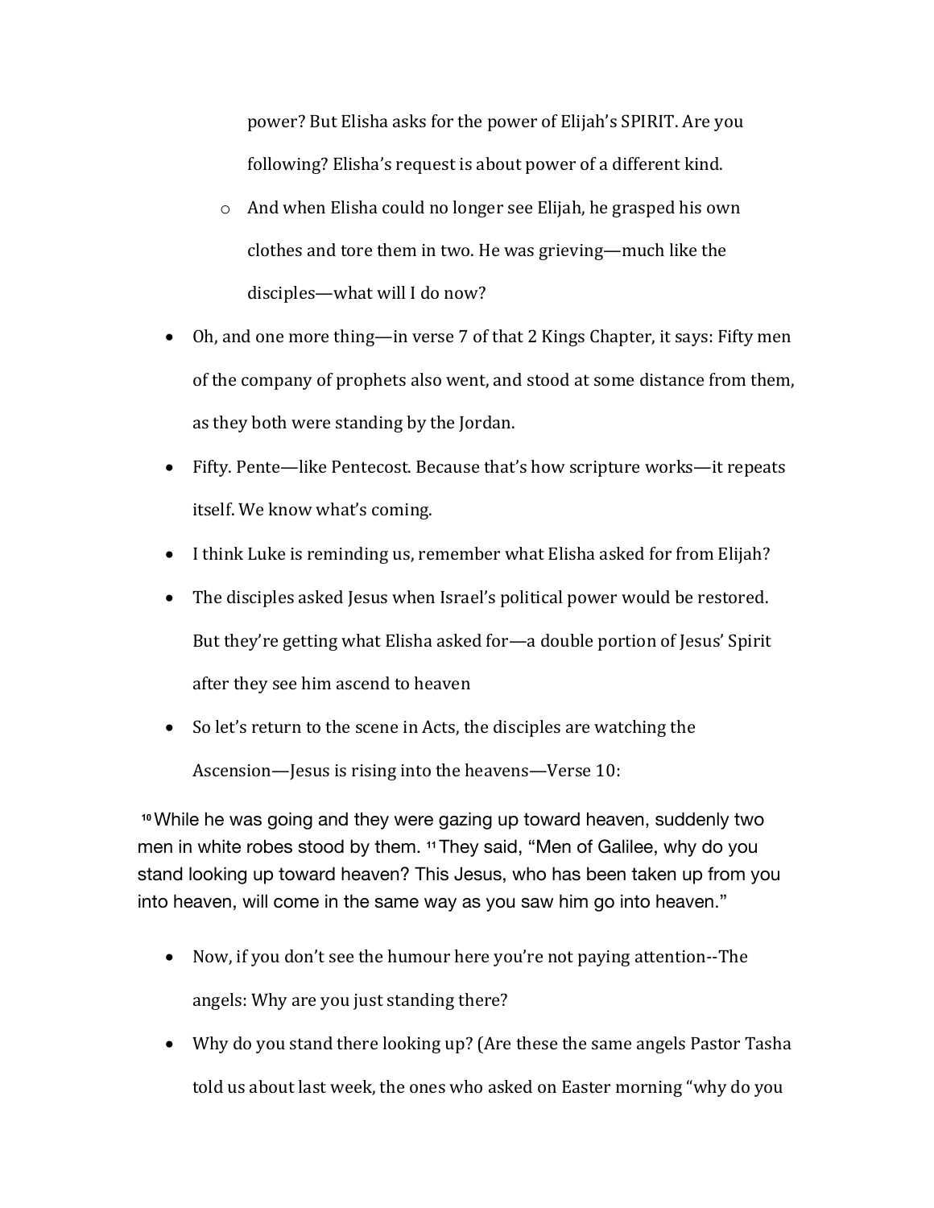power? But Elisha asks for the power of Elijah's SPIRIT. Are you following? Elisha's request is about power of a different kind.

  - And when Elisha could no longer see Elijah, he grasped his own clothes and tore them in two. He was grieving—much like the disciples—what will I do now?

- Oh, and one more thing—in verse 7 of that 2 Kings Chapter, it says: Fifty men of the company of prophets also went, and stood at some distance from them, as they both were standing by the Jordan.
- Fifty. Pente—like Pentecost. Because that's how scripture works—it repeats itself. We know what's coming.
- I think Luke is reminding us, remember what Elisha asked for from Elijah?
- The disciples asked Jesus when Israel's political power would be restored. But they're getting what Elisha asked for—a double portion of Jesus' Spirit after they see him ascend to heaven
- So let's return to the scene in Acts, the disciples are watching the Ascension—Jesus is rising into the heavens—Verse 10:

[10] While he was going and they were gazing up toward heaven, suddenly two men in white robes stood by them. [11] They said, "Men of Galilee, why do you stand looking up toward heaven? This Jesus, who has been taken up from you into heaven, will come in the same way as you saw him go into heaven."

- Now, if you don't see the humour here you're not paying attention--The angels: Why are you just standing there?
- Why do you stand there looking up? (Are these the same angels Pastor Tasha told us about last week, the ones who asked on Easter morning "why do you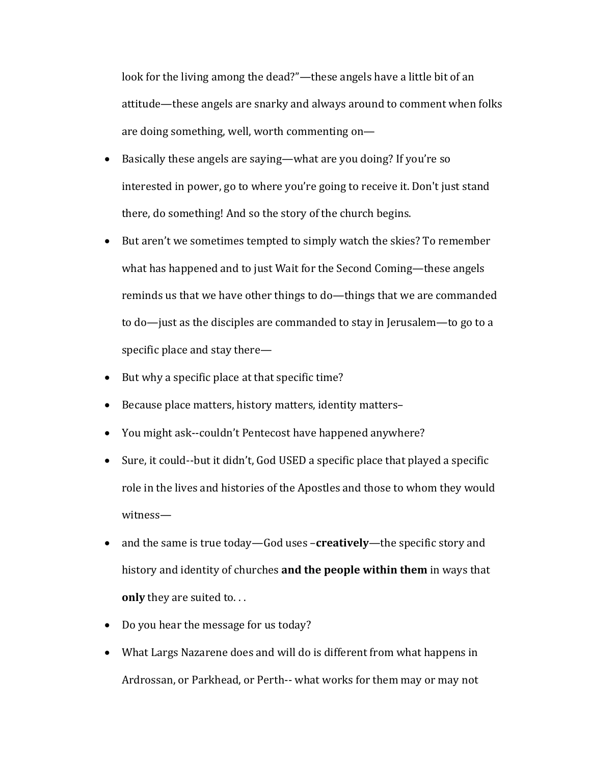look for the living among the dead?"—these angels have a little bit of an attitude—these angels are snarky and always around to comment when folks are doing something, well, worth commenting on—

- Basically these angels are saying—what are you doing? If you're so interested in power, go to where you're going to receive it. Don't just stand there, do something! And so the story of the church begins.
- But aren't we sometimes tempted to simply watch the skies? To remember what has happened and to just Wait for the Second Coming—these angels reminds us that we have other things to do—things that we are commanded to do—just as the disciples are commanded to stay in Jerusalem—to go to a specific place and stay there—
- But why a specific place at that specific time?
- Because place matters, history matters, identity matters–
- You might ask--couldn't Pentecost have happened anywhere?
- Sure, it could--but it didn't, God USED a specific place that played a specific role in the lives and histories of the Apostles and those to whom they would witness—
- and the same is true today—God uses –**creatively**—the specific story and history and identity of churches **and the people within them** in ways that **only** they are suited to. . .
- Do you hear the message for us today?
- What Largs Nazarene does and will do is different from what happens in Ardrossan, or Parkhead, or Perth-- what works for them may or may not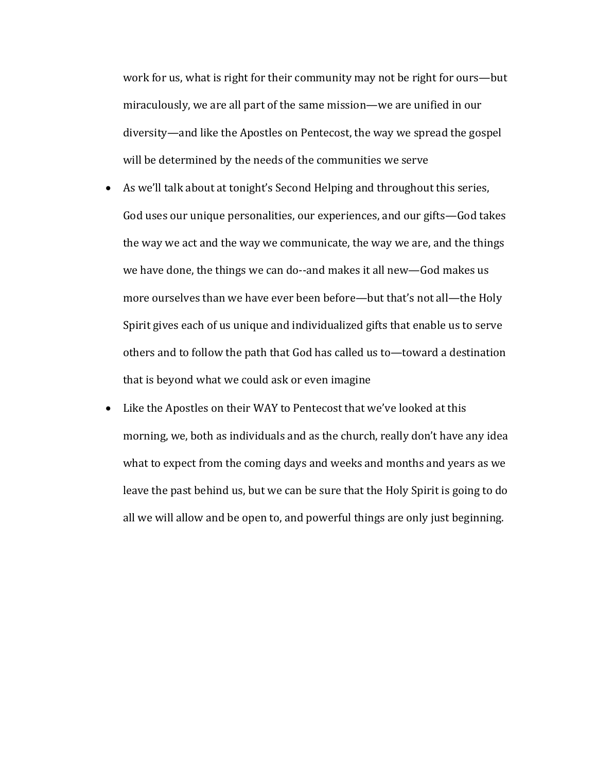work for us, what is right for their community may not be right for ours—but miraculously, we are all part of the same mission—we are unified in our diversity—and like the Apostles on Pentecost, the way we spread the gospel will be determined by the needs of the communities we serve

- As we'll talk about at tonight's Second Helping and throughout this series, God uses our unique personalities, our experiences, and our gifts—God takes the way we act and the way we communicate, the way we are, and the things we have done, the things we can do--and makes it all new—God makes us more ourselves than we have ever been before—but that's not all—the Holy Spirit gives each of us unique and individualized gifts that enable us to serve others and to follow the path that God has called us to—toward a destination that is beyond what we could ask or even imagine
- Like the Apostles on their WAY to Pentecost that we've looked at this morning, we, both as individuals and as the church, really don't have any idea what to expect from the coming days and weeks and months and years as we leave the past behind us, but we can be sure that the Holy Spirit is going to do all we will allow and be open to, and powerful things are only just beginning.